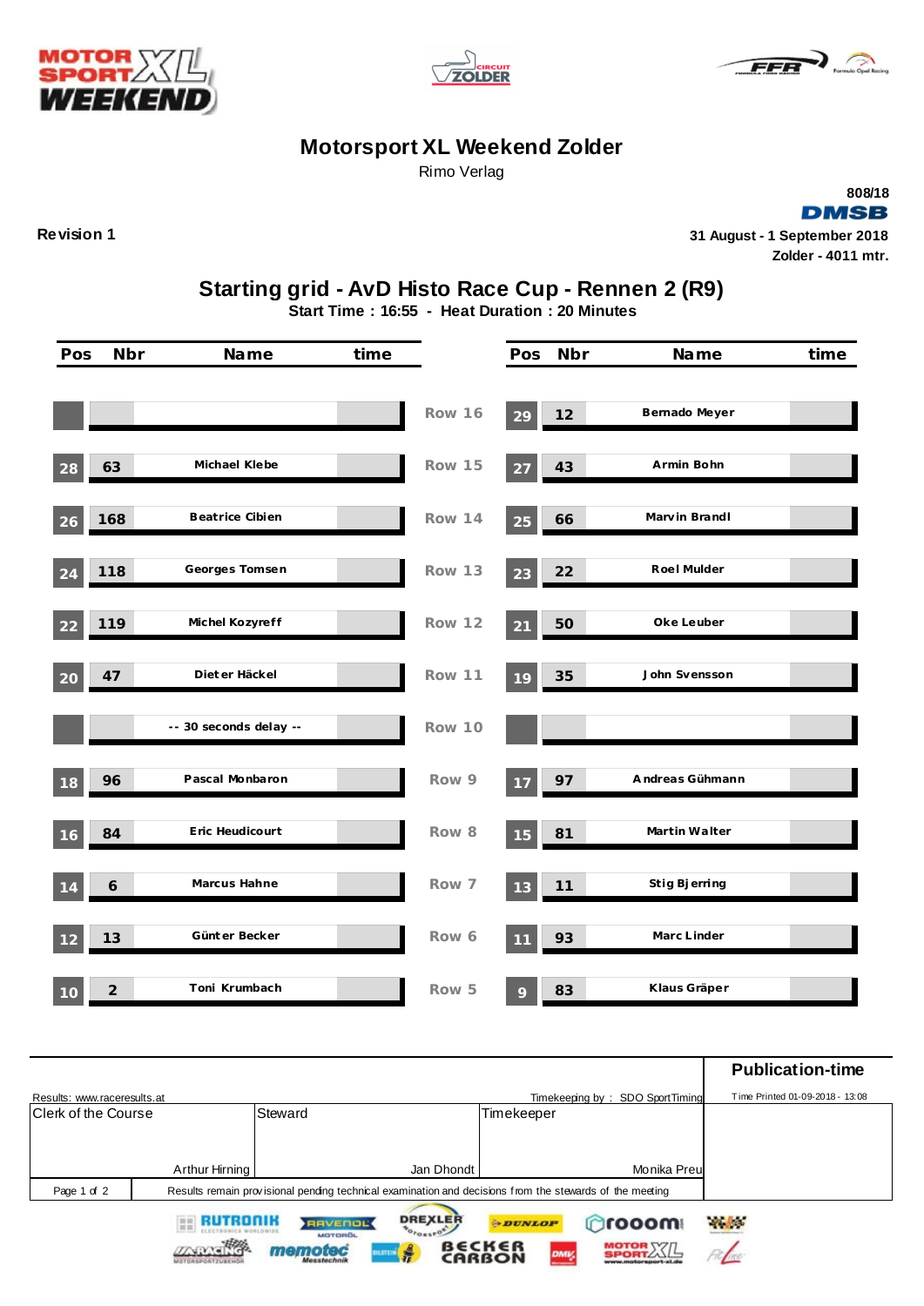# Motorsport XL Weekend Zolder

Rimo Verlag

808/18

DMSB

Revision 1

31 August - 1 September 2018

Zolder - 4011 mtr.

## Starting grid - AvD Histo Race Cup - Rennen 2 (R9)

**Start Time : 16:55 - Heat Duration : 20 Minutes**

| Pos | Nbr | Name | time | Row | Pos | Nbr | Name | time |
|---|---|---|---|---|---|---|---|---|
| | | | | Row 16 | 29 | 12 | Bernado Meyer | |
| 28 | 63 | Michael Klebe | | Row 15 | 27 | 43 | Armin Bohn | |
| 26 | 168 | Beatrice Cibien | | Row 14 | 25 | 66 | Marvin Brandl | |
| 24 | 118 | Georges Tomsen | | Row 13 | 23 | 22 | Roel Mulder | |
| 22 | 119 | Michel Kozyreff | | Row 12 | 21 | 50 | Oke Leuber | |
| 20 | 47 | Dieter Häckel | | Row 11 | 19 | 35 | John Svensson | |
| | | -- 30 seconds delay -- | | Row 10 | | | | |
| 18 | 96 | Pascal Monbaron | | Row 9 | 17 | 97 | Andreas Gühmann | |
| 16 | 84 | Eric Heudicourt | | Row 8 | 15 | 81 | Martin Walter | |
| 14 | 6 | Marcus Hahne | | Row 7 | 13 | 11 | Stig Bjerring | |
| 12 | 13 | Günter Becker | | Row 6 | 11 | 93 | Marc Linder | |
| 10 | 2 | Toni Krumbach | | Row 5 | 9 | 83 | Klaus Gräper | |

Results: www.raceresults.at

Timekeeping by : SDO SportTiming

**Publication-time**

Time Printed 01-09-2018 - 13:08

| Clerk of the Course | Steward | Timekeeper |
|---|---|---|
| Arthur Hirning | Jan Dhondt | Monika Preu |

Results remain provisional pending technical examination and decisions from the stewards of the meeting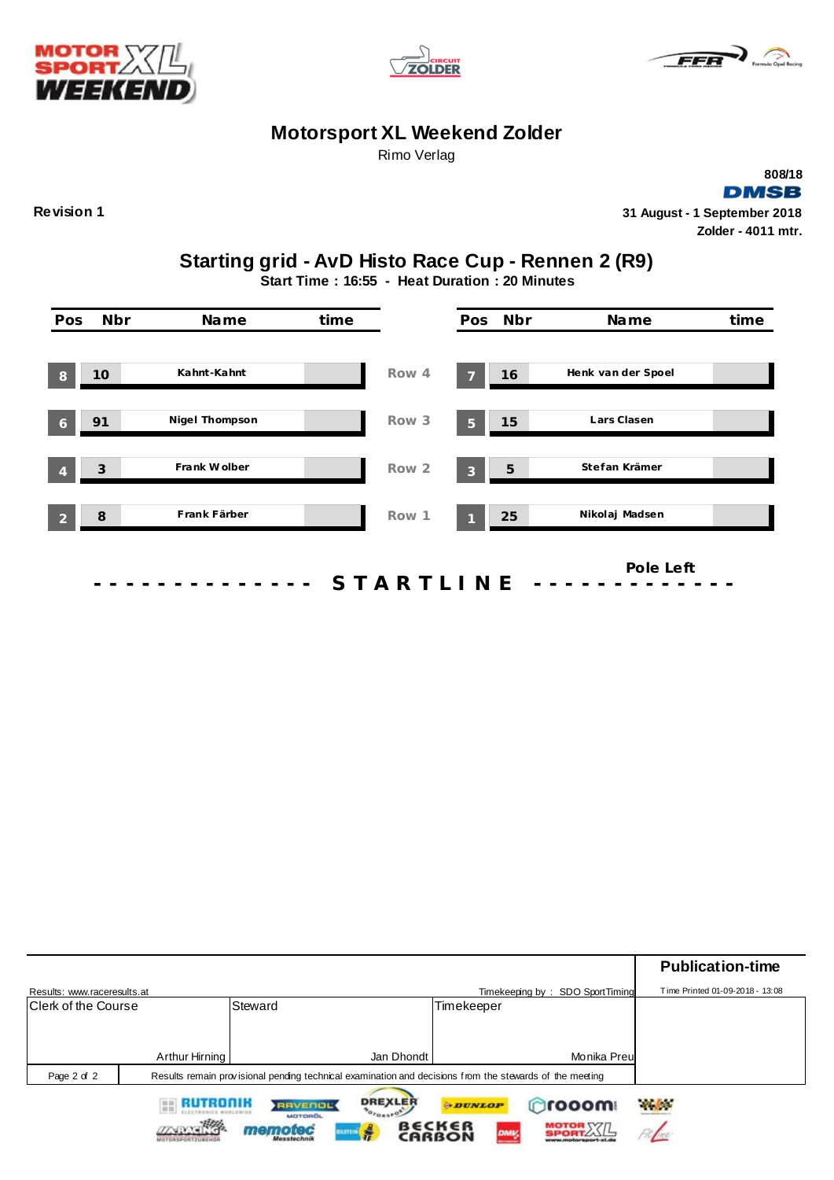# Motorsport XL Weekend Zolder

Rimo Verlag

808/18

DMSB

Revision 1

31 August - 1 September 2018

Zolder - 4011 mtr.

## Starting grid - AvD Histo Race Cup - Rennen 2 (R9)

**Start Time : 16:55 - Heat Duration : 20 Minutes**

| Pos | Nbr | Name | time | | Pos | Nbr | Name | time |
|---|---|---|---|---|---|---|---|---|
| 8 | 10 | Kahnt-Kahnt | | Row 4 | 7 | 16 | Henk van der Spoel | |
| 6 | 91 | Nigel Thompson | | Row 3 | 5 | 15 | Lars Clasen | |
| 4 | 3 | Frank Wolber | | Row 2 | 3 | 5 | Stefan Krämer | |
| 2 | 8 | Frank Färber | | Row 1 | 1 | 25 | Nikolaj Madsen | |

Pole Left

**- - - - - - - - - - - - - - S T A R T L I N E - - - - - - - - - - - - -**

Results: www.raceresults.at

Timekeeping by : SDO SportTiming

Publication-time

Time Printed 01-09-2018 - 13:08

| Clerk of the Course | Steward | Timekeeper |
|---|---|---|
| Arthur Hirning | Jan Dhondt | Monika Preu |

Results remain provisional pending technical examination and decisions from the stewards of the meeting